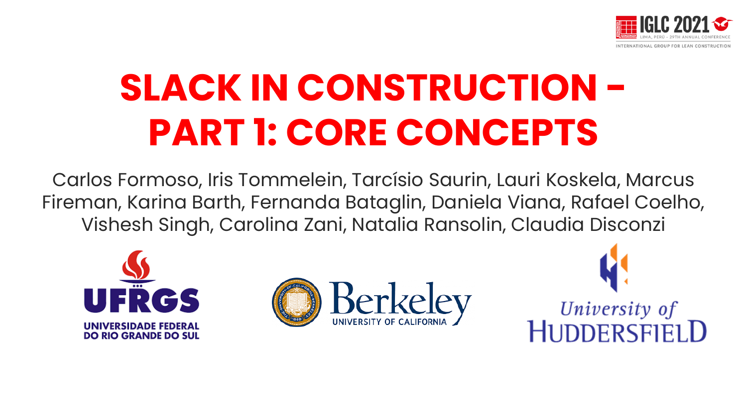IGLC 2021
LIMA, PERÚ - 29TH ANNUAL CONFERENCE
INTERNATIONAL GROUP FOR LEAN CONSTRUCTION

# SLACK IN CONSTRUCTION - PART 1: CORE CONCEPTS

Carlos Formoso, Iris Tommelein, Tarcísio Saurin, Lauri Koskela, Marcus Fireman, Karina Barth, Fernanda Bataglin, Daniela Viana, Rafael Coelho, Vishesh Singh, Carolina Zani, Natalia Ransolin, Claudia Disconzi

UFRGS – UNIVERSIDADE FEDERAL DO RIO GRANDE DO SUL

Berkeley – UNIVERSITY OF CALIFORNIA

University of Huddersfield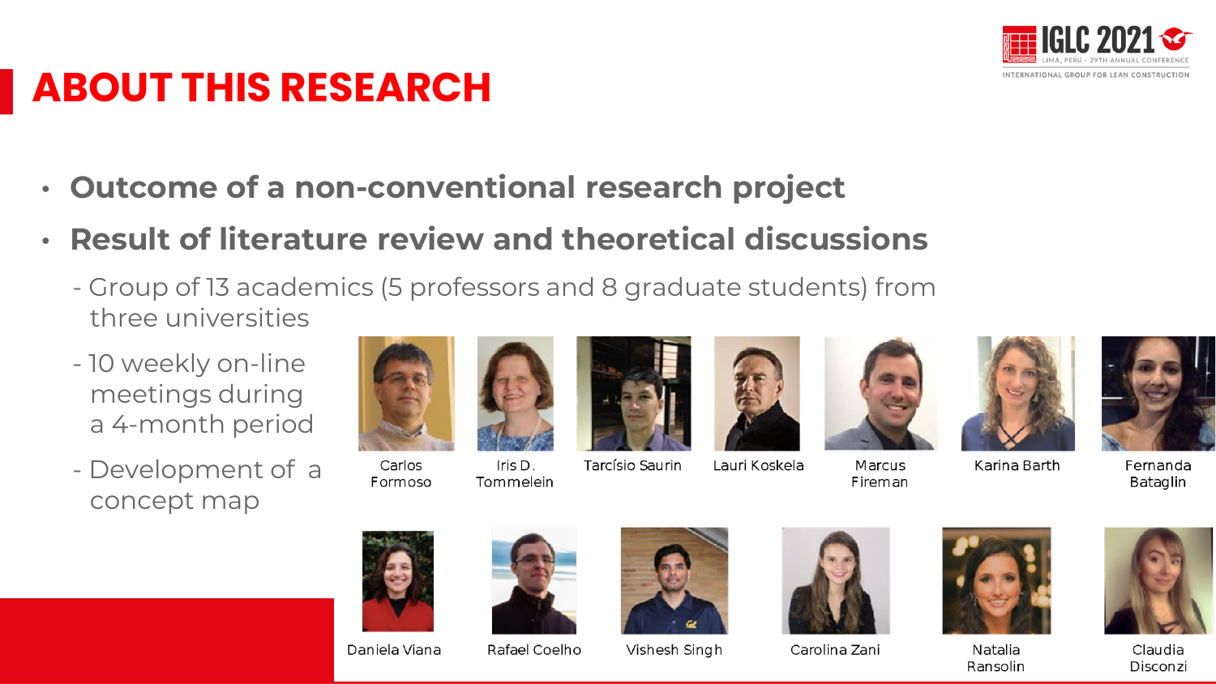# ABOUT THIS RESEARCH

- **Outcome of a non-conventional research project**
- **Result of literature review and theoretical discussions**
  - Group of 13 academics (5 professors and 8 graduate students) from three universities
  - 10 weekly on-line meetings during a 4-month period
  - Development of a concept map

Carlos Formoso

Iris D. Tommelein

Tarcísio Saurin

Lauri Koskela

Marcus Fireman

Karina Barth

Fernanda Bataglin

Daniela Viana

Rafael Coelho

Vishesh Singh

Carolina Zani

Natalia Ransolin

Claudia Disconzi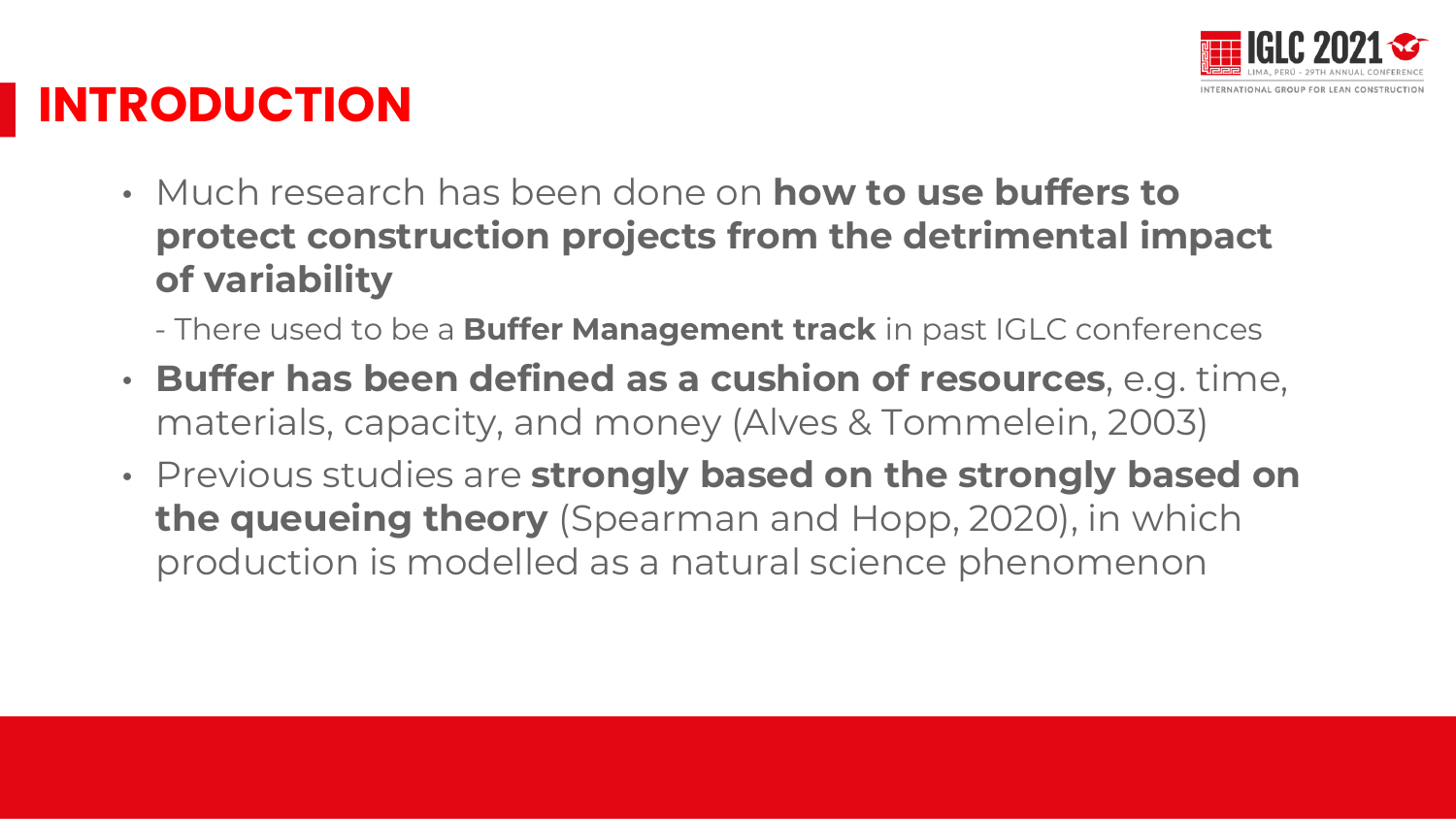# INTRODUCTION

- Much research has been done on **how to use buffers to protect construction projects from the detrimental impact of variability**

  - There used to be a **Buffer Management track** in past IGLC conferences

- **Buffer has been defined as a cushion of resources**, e.g. time, materials, capacity, and money (Alves & Tommelein, 2003)
- Previous studies are **strongly based on the strongly based on the queueing theory** (Spearman and Hopp, 2020), in which production is modelled as a natural science phenomenon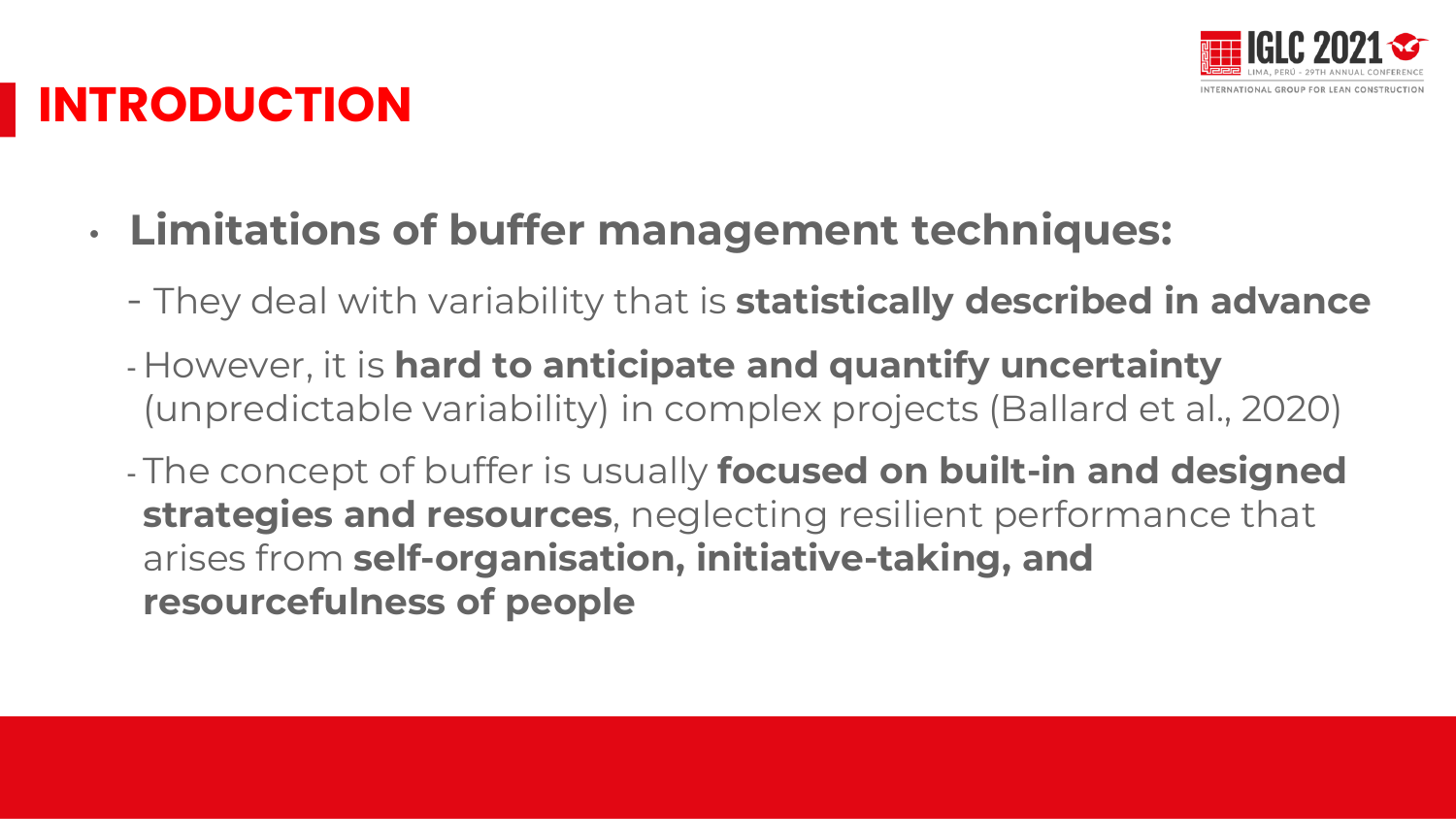# INTRODUCTION

- **Limitations of buffer management techniques:**
  - They deal with variability that is **statistically described in advance**
  - However, it is **hard to anticipate and quantify uncertainty** (unpredictable variability) in complex projects (Ballard et al., 2020)
  - The concept of buffer is usually **focused on built-in and designed strategies and resources**, neglecting resilient performance that arises from **self-organisation, initiative-taking, and resourcefulness of people**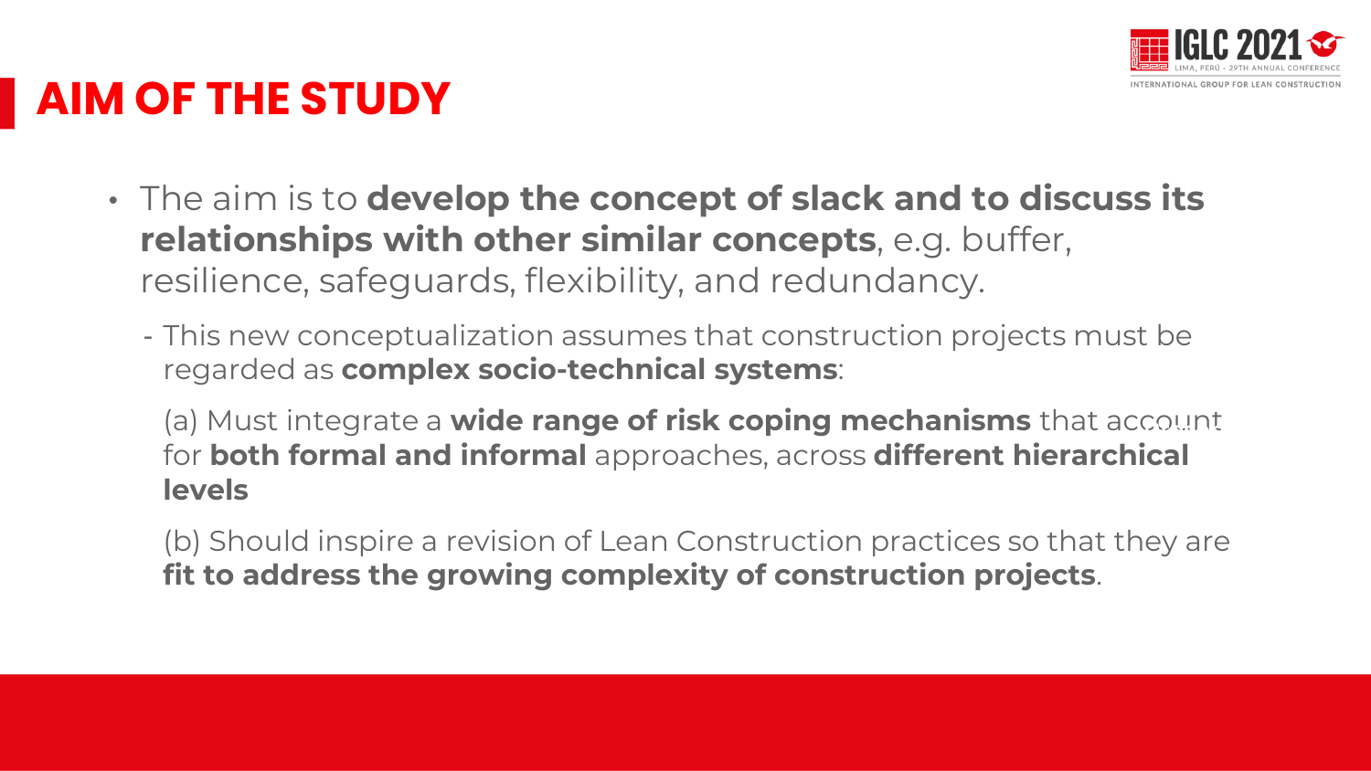# AIM OF THE STUDY

- The aim is to **develop the concept of slack and to discuss its relationships with other similar concepts**, e.g. buffer, resilience, safeguards, flexibility, and redundancy.
  - This new conceptualization assumes that construction projects must be regarded as **complex socio-technical systems**:

    (a) Must integrate a **wide range of risk coping mechanisms** that account for **both formal and informal** approaches, across **different hierarchical levels**

    (b) Should inspire a revision of Lean Construction practices so that they are **fit to address the growing complexity of construction projects**.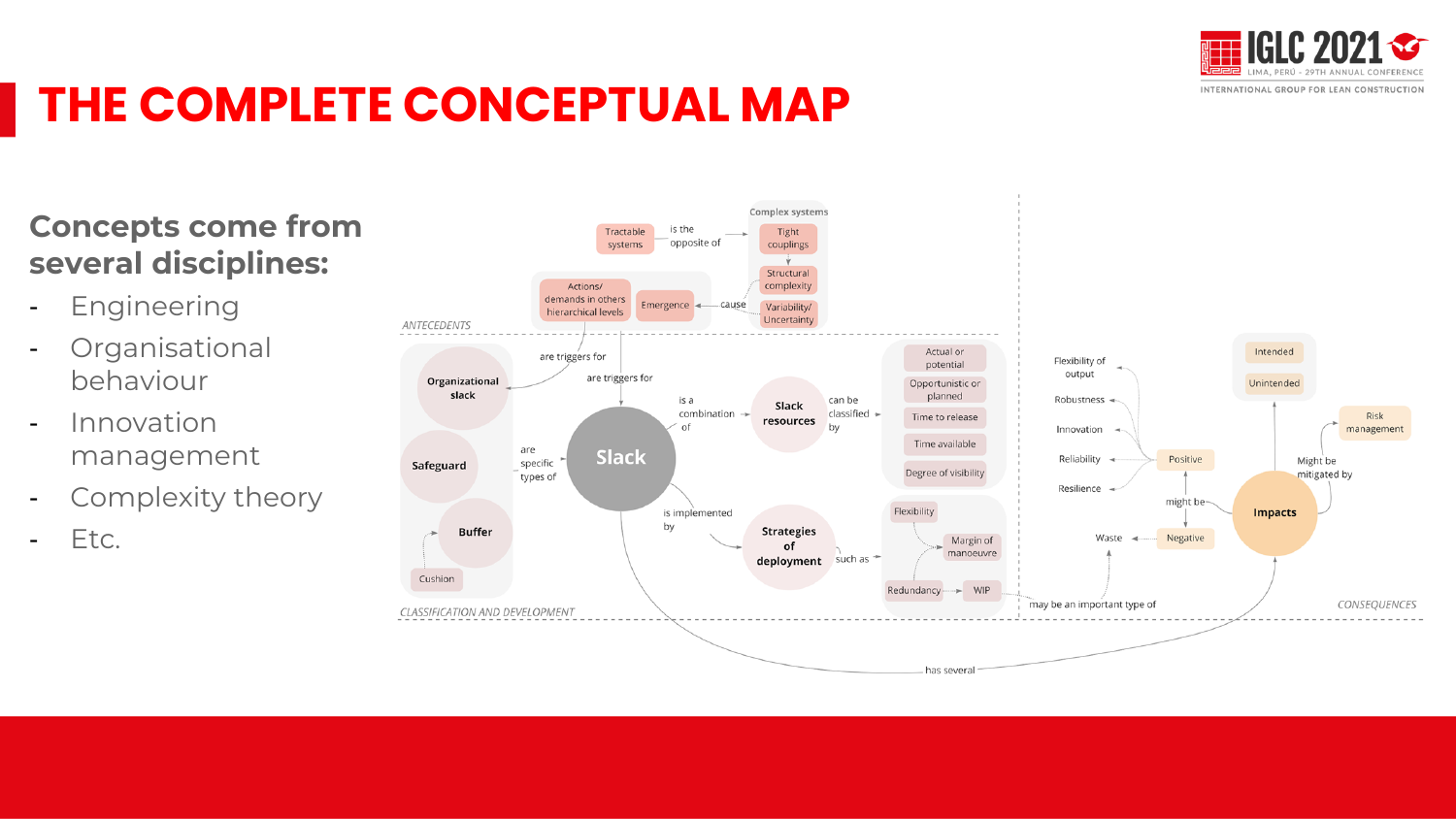# THE COMPLETE CONCEPTUAL MAP

**Concepts come from several disciplines:**

- Engineering
- Organisational behaviour
- Innovation management
- Complexity theory
- Etc.

Complex systems

Tractable systems — is the opposite of → Tight couplings

Tight couplings → Structural complexity

Structural complexity, Variability/ Uncertainty — cause → Emergence

Actions/ demands in others hierarchical levels

ANTECEDENTS

Actions/ demands in others hierarchical levels, Emergence — are triggers for → Organizational slack

Actions/ demands in others hierarchical levels, Emergence — are triggers for → Slack

Organizational slack, Safeguard, Buffer — are specific types of → Slack

Cushion → Buffer

Slack — is a combination of → Slack resources

Slack resources — can be classified by → Actual or potential; Opportunistic or planned; Time to release; Time available; Degree of visibility

Slack — is implemented by → Strategies of deployment

Strategies of deployment — such as → Flexibility; Margin of manoeuvre; Redundancy; WIP

WIP — may be an important type of → Waste

Slack — has several → Impacts

CLASSIFICATION AND DEVELOPMENT

Impacts — might be → Positive; Negative

Positive → Flexibility of output; Robustness; Innovation; Reliability; Resilience

Negative → Waste

Impacts → Intended; Unintended

Impacts — Might be mitigated by → Risk management

CONSEQUENCES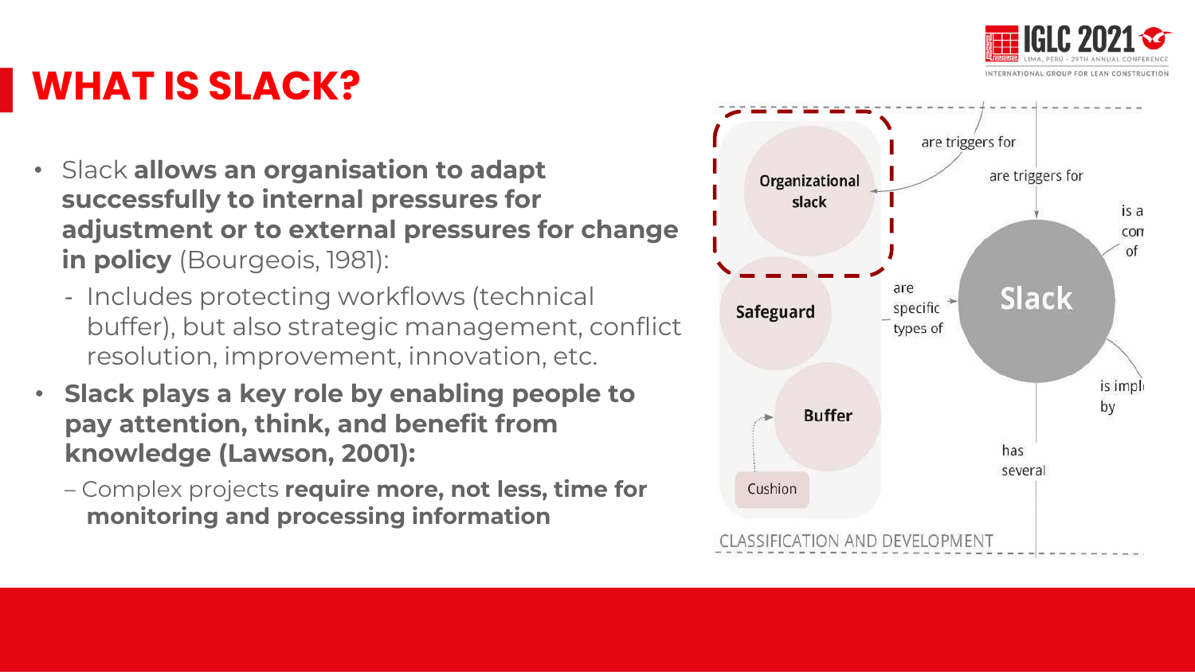# WHAT IS SLACK?

- Slack **allows an organisation to adapt successfully to internal pressures for adjustment or to external pressures for change in policy** (Bourgeois, 1981):
  - Includes protecting workflows (technical buffer), but also strategic management, conflict resolution, improvement, innovation, etc.
- **Slack plays a key role by enabling people to pay attention, think, and benefit from knowledge (Lawson, 2001):**
  - Complex projects **require more, not less, time for monitoring and processing information**

Organizational slack

Safeguard

Buffer

Cushion

are triggers for

are triggers for

are specific types of

Slack

is a con of

is impl by

has several

CLASSIFICATION AND DEVELOPMENT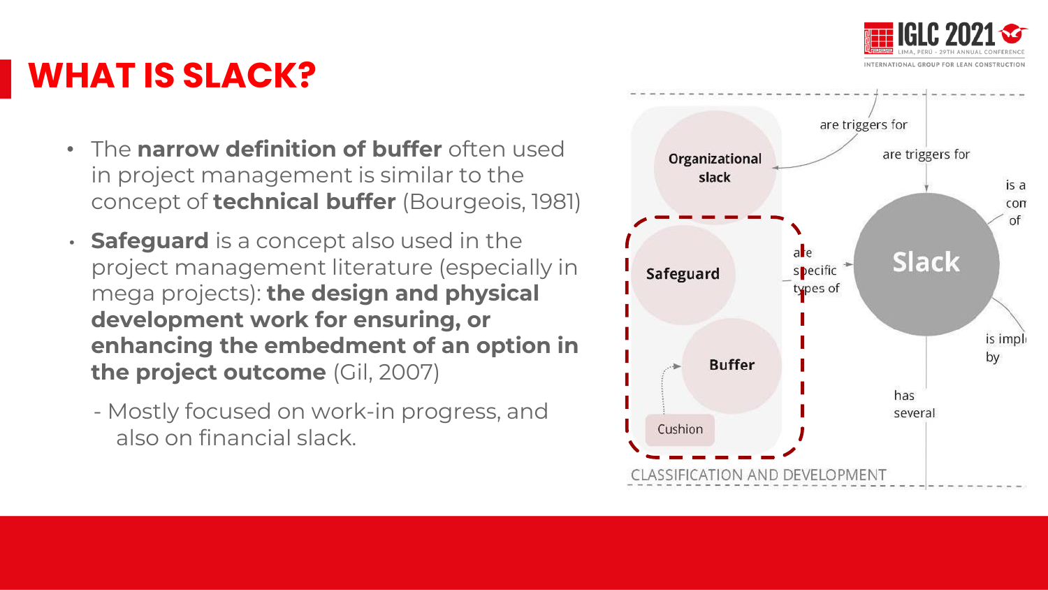# WHAT IS SLACK?

- The **narrow definition of buffer** often used in project management is similar to the concept of **technical buffer** (Bourgeois, 1981)
- **Safeguard** is a concept also used in the project management literature (especially in mega projects): **the design and physical development work for ensuring, or enhancing the embedment of an option in the project outcome** (Gil, 2007)
  - Mostly focused on work-in progress, and also on financial slack.

Organizational slack

Safeguard

Buffer

Cushion

are triggers for

are triggers for

are specific types of

Slack

is a con of

is impl by

has several

CLASSIFICATION AND DEVELOPMENT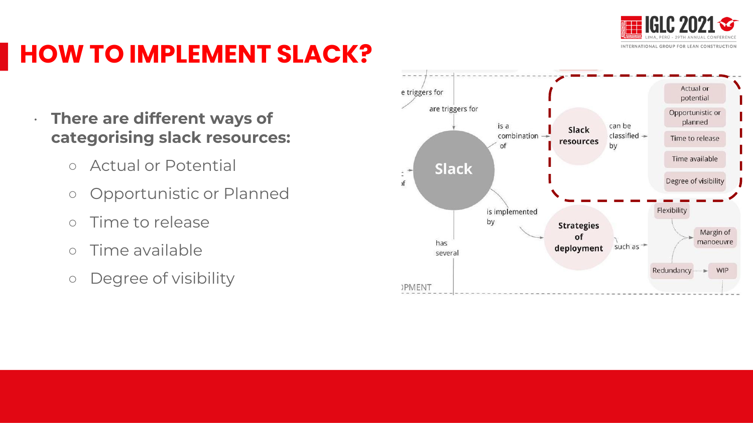# HOW TO IMPLEMENT SLACK?

- **There are different ways of categorising slack resources:**
  - Actual or Potential
  - Opportunistic or Planned
  - Time to release
  - Time available
  - Degree of visibility

e triggers for

are triggers for

Slack

is a combination of

Slack resources

can be classified by

Actual or potential

Opportunistic or planned

Time to release

Time available

Degree of visibility

is implemented by

Strategies of deployment

such as

Flexibility

Margin of manoeuvre

Redundancy

WIP

has several

)PMENT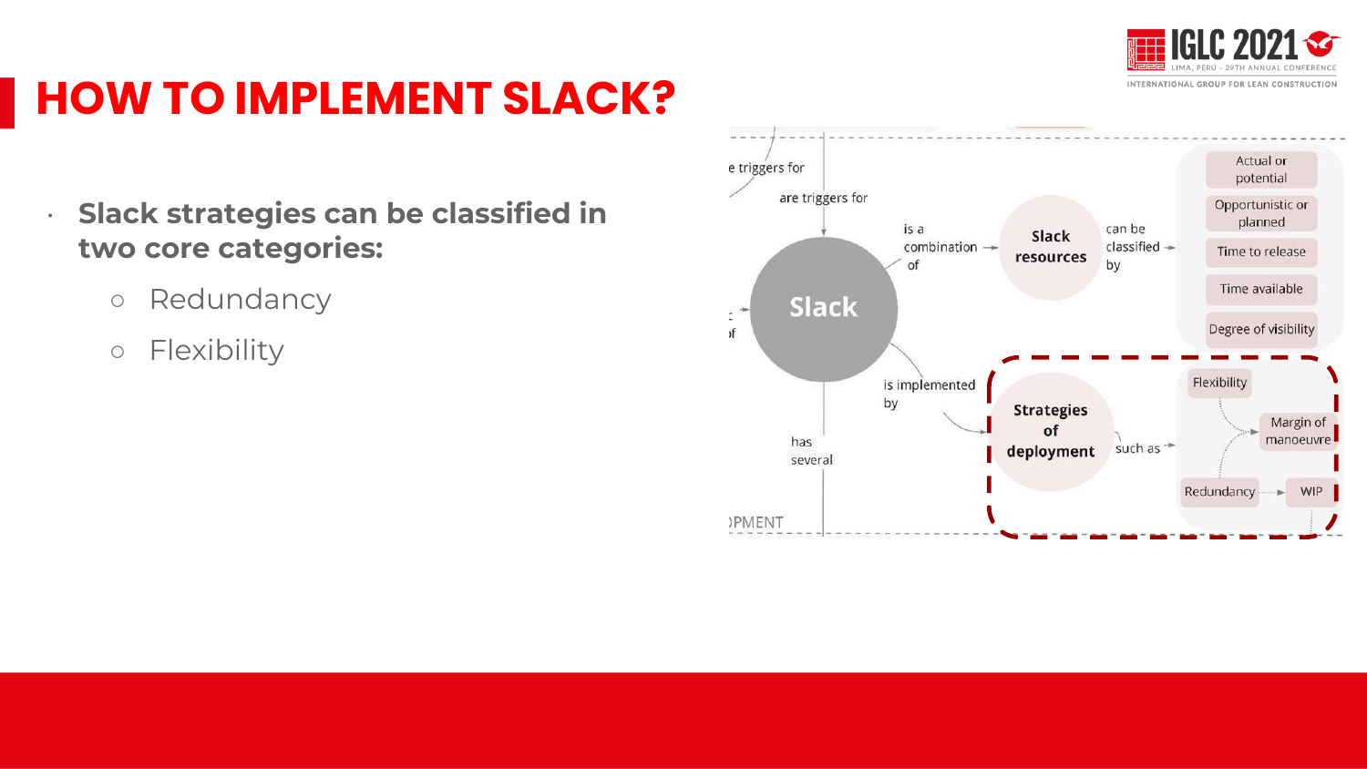# HOW TO IMPLEMENT SLACK?

- **Slack strategies can be classified in two core categories:**
  - Redundancy
  - Flexibility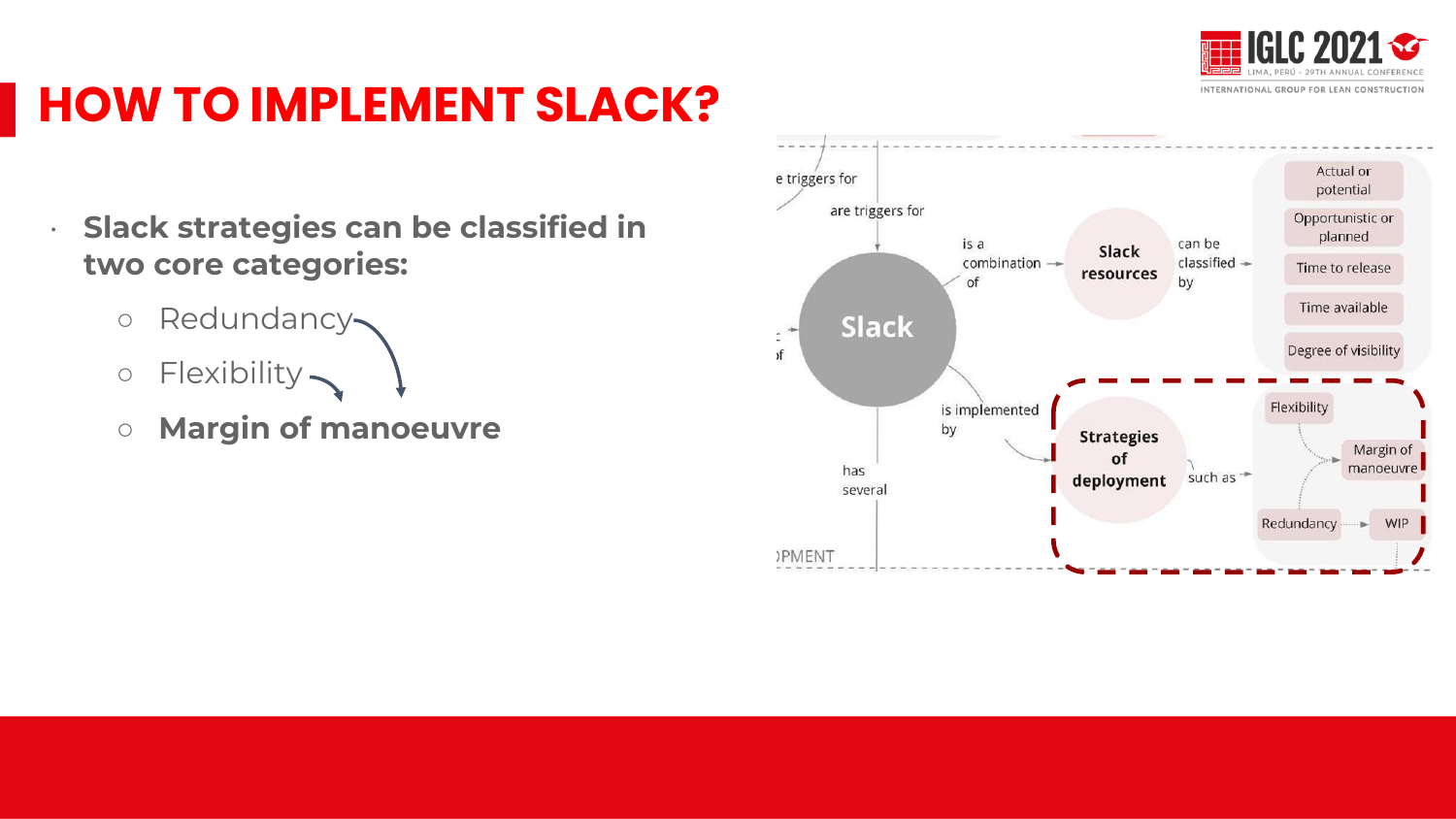# HOW TO IMPLEMENT SLACK?

- **Slack strategies can be classified in two core categories:**
  - Redundancy
  - Flexibility
  - **Margin of manoeuvre**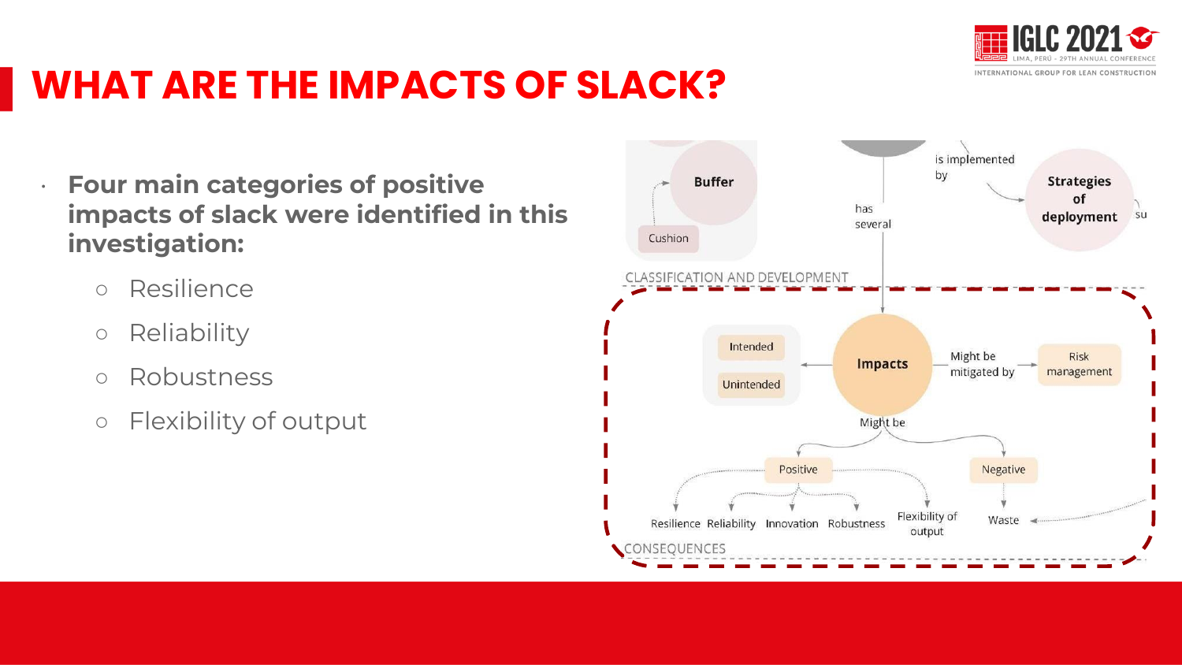# WHAT ARE THE IMPACTS OF SLACK?

- **Four main categories of positive impacts of slack were identified in this investigation:**
  - Resilience
  - Reliability
  - Robustness
  - Flexibility of output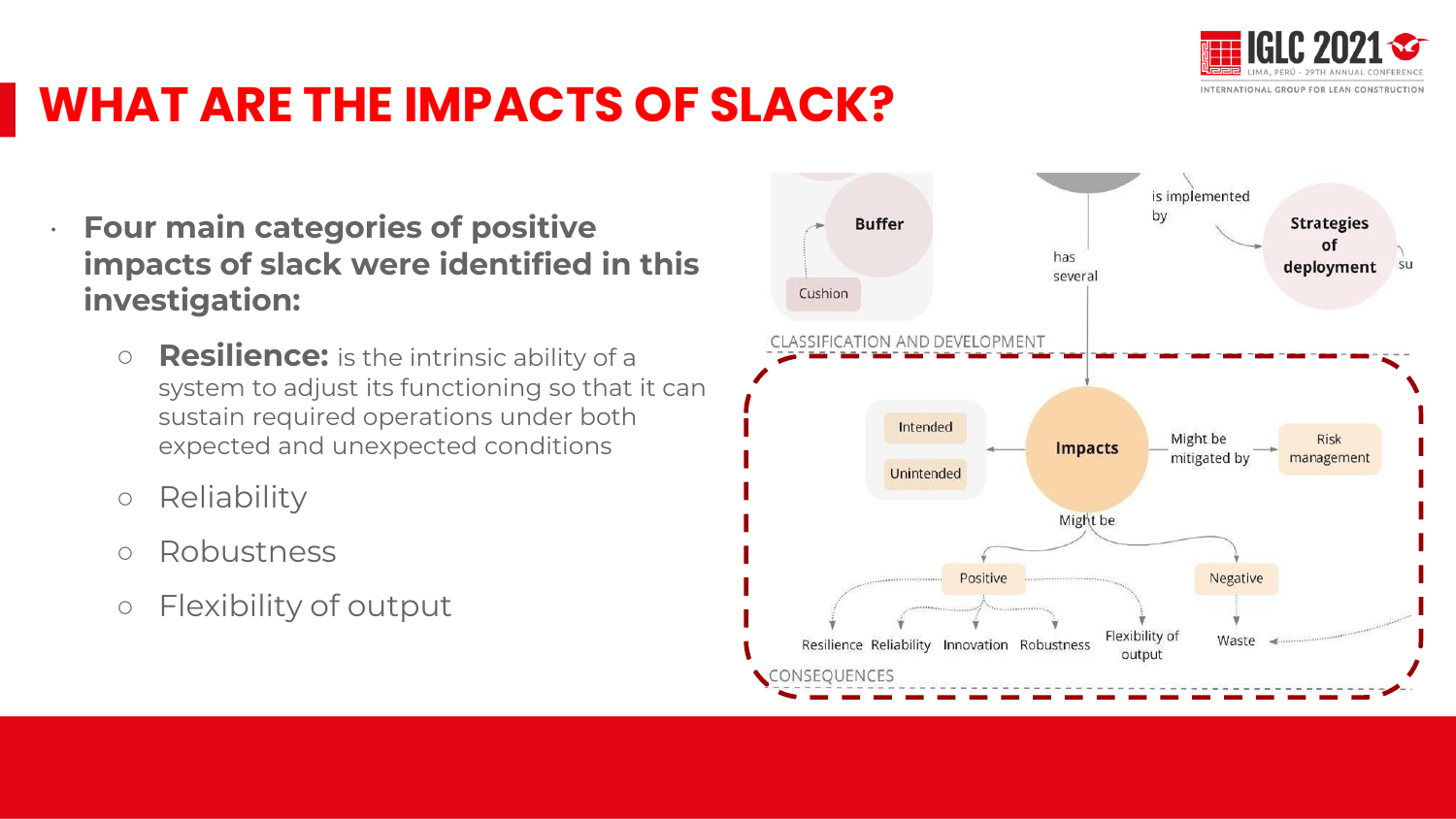# WHAT ARE THE IMPACTS OF SLACK?

- **Four main categories of positive impacts of slack were identified in this investigation:**
  - **Resilience:** is the intrinsic ability of a system to adjust its functioning so that it can sustain required operations under both expected and unexpected conditions
  - Reliability
  - Robustness
  - Flexibility of output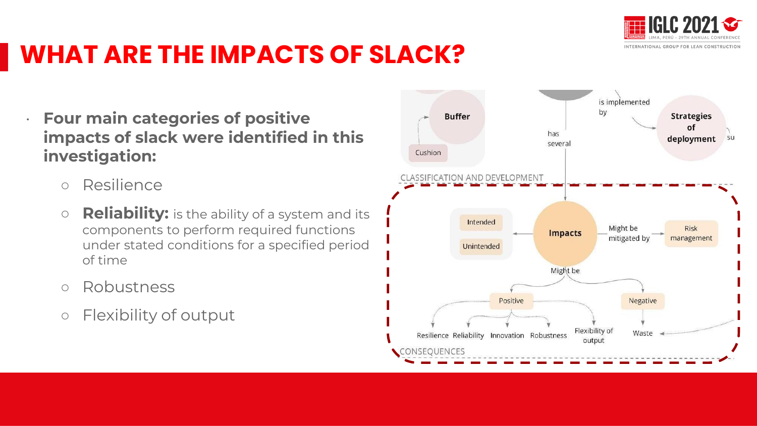# WHAT ARE THE IMPACTS OF SLACK?

- **Four main categories of positive impacts of slack were identified in this investigation:**
  - Resilience
  - **Reliability:** is the ability of a system and its components to perform required functions under stated conditions for a specified period of time
  - Robustness
  - Flexibility of output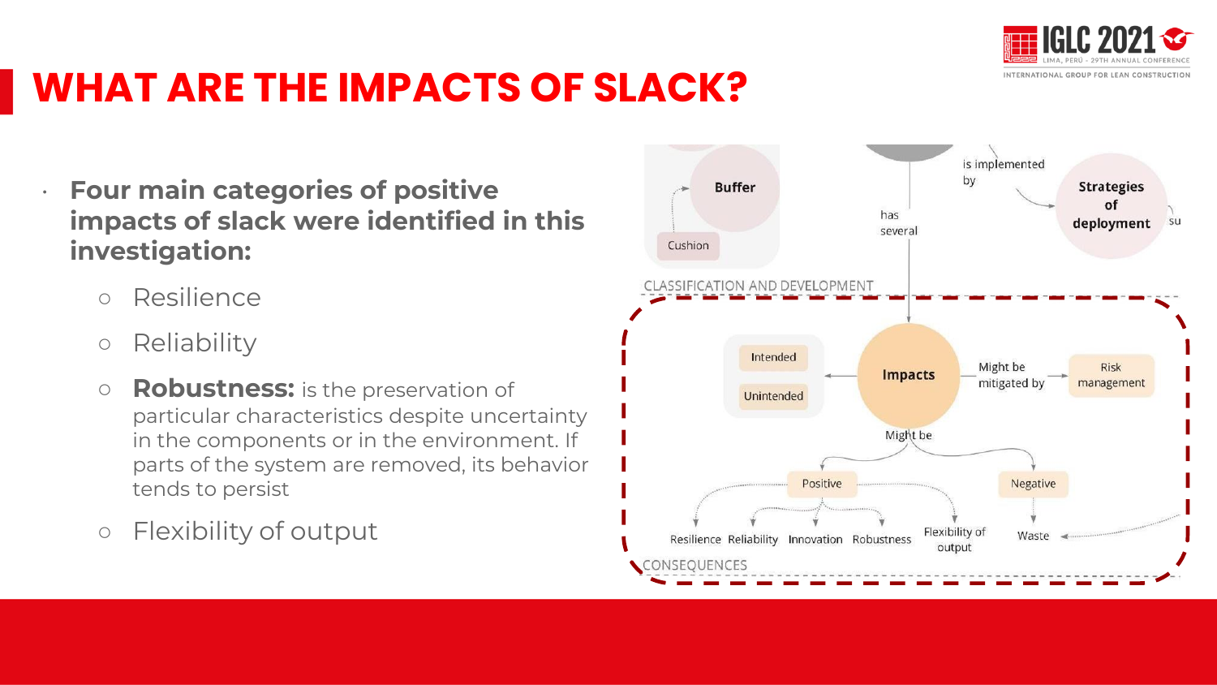# WHAT ARE THE IMPACTS OF SLACK?

- **Four main categories of positive impacts of slack were identified in this investigation:**
  - Resilience
  - Reliability
  - **Robustness:** is the preservation of particular characteristics despite uncertainty in the components or in the environment. If parts of the system are removed, its behavior tends to persist
  - Flexibility of output

Buffer

Cushion

is implemented by

Strategies of deployment

has several

CLASSIFICATION AND DEVELOPMENT

Intended

Unintended

Impacts

Might be mitigated by

Risk management

Might be

Positive

Negative

Resilience Reliability Innovation Robustness Flexibility of output

Waste

CONSEQUENCES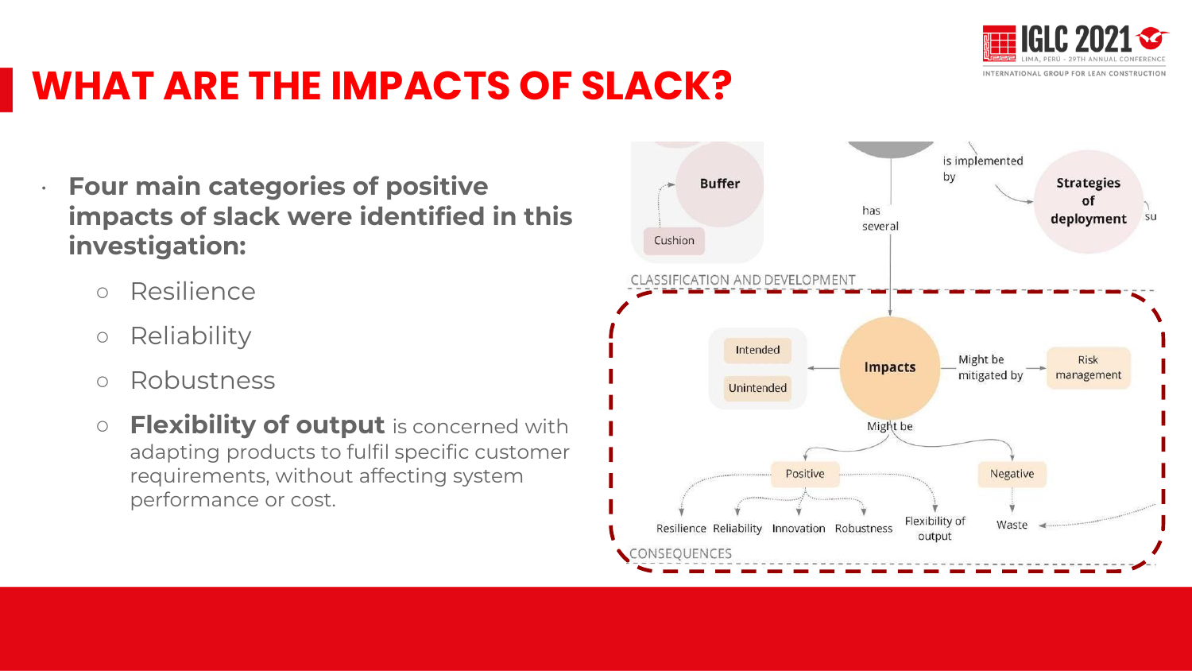# WHAT ARE THE IMPACTS OF SLACK?

- **Four main categories of positive impacts of slack were identified in this investigation:**
  - Resilience
  - Reliability
  - Robustness
  - **Flexibility of output** is concerned with adapting products to fulfil specific customer requirements, without affecting system performance or cost.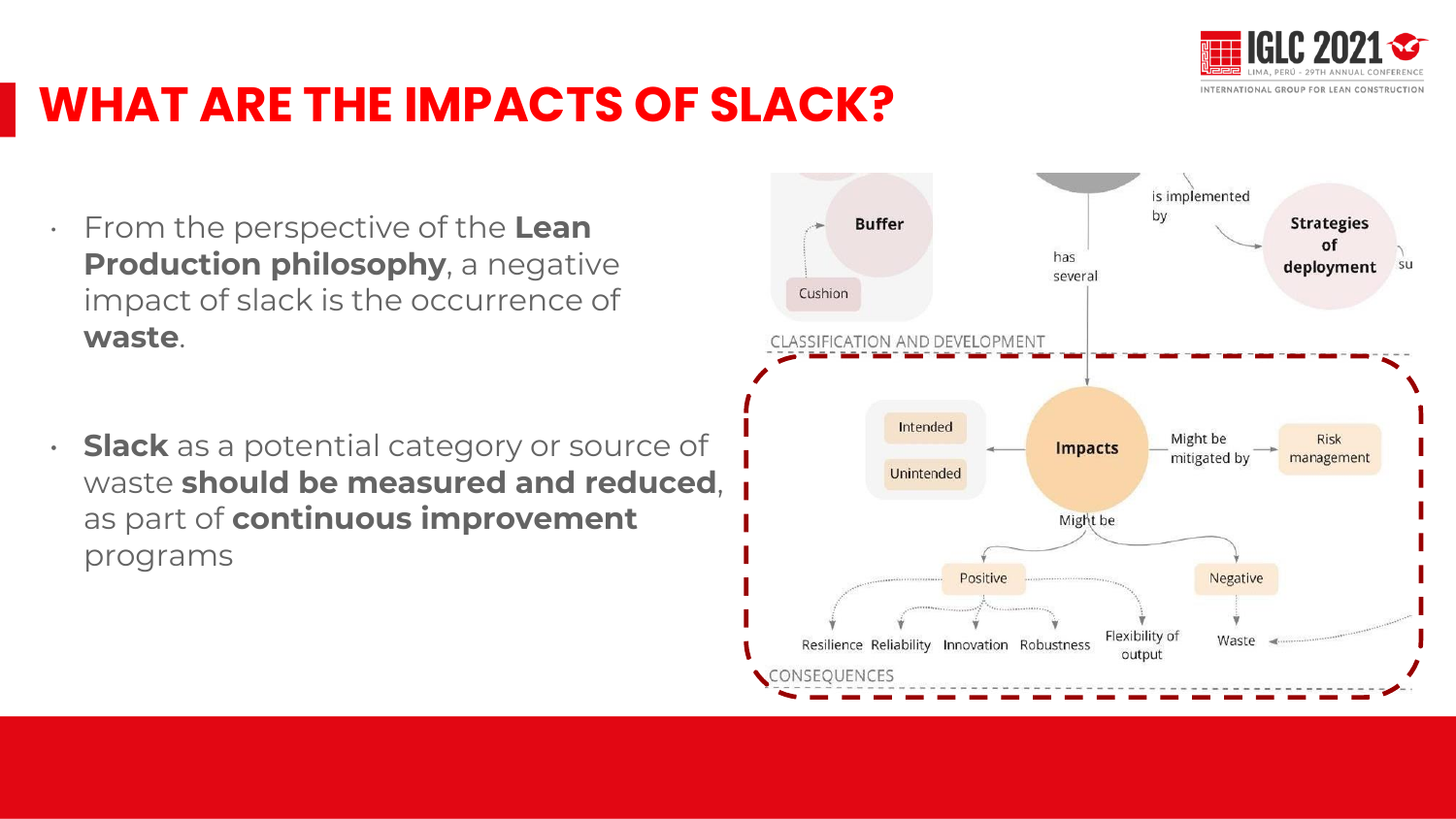# WHAT ARE THE IMPACTS OF SLACK?

- From the perspective of the **Lean Production philosophy**, a negative impact of slack is the occurrence of **waste**.

- **Slack** as a potential category or source of waste **should be measured and reduced**, as part of **continuous improvement** programs

Buffer

Cushion

is implemented by

Strategies of deployment

has several

CLASSIFICATION AND DEVELOPMENT

Intended

Unintended

Impacts

Might be mitigated by

Risk management

Might be

Positive

Negative

Resilience Reliability Innovation Robustness

Flexibility of output

Waste

CONSEQUENCES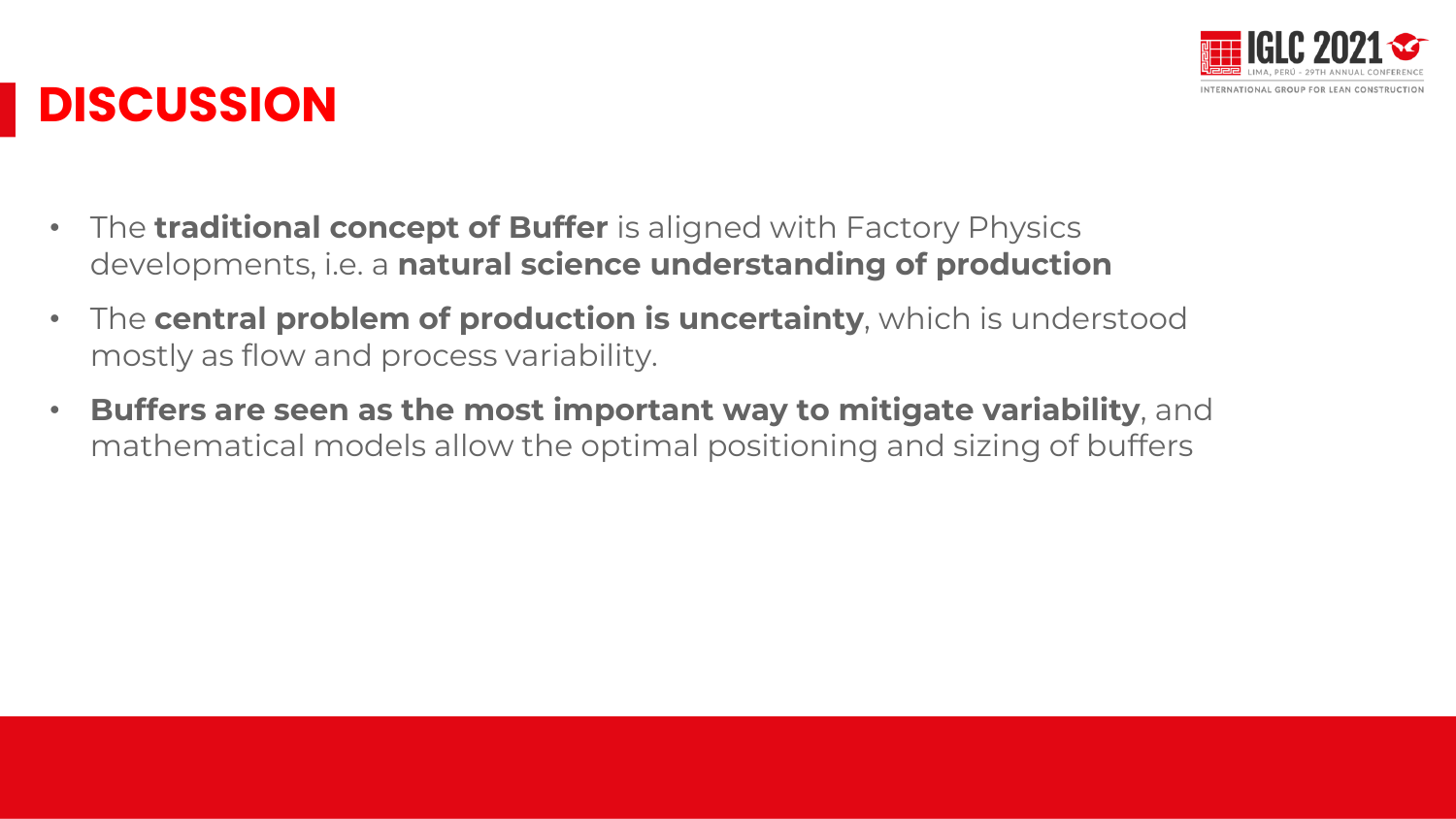# DISCUSSION

- The **traditional concept of Buffer** is aligned with Factory Physics developments, i.e. a **natural science understanding of production**
- The **central problem of production is uncertainty**, which is understood mostly as flow and process variability.
- **Buffers are seen as the most important way to mitigate variability**, and mathematical models allow the optimal positioning and sizing of buffers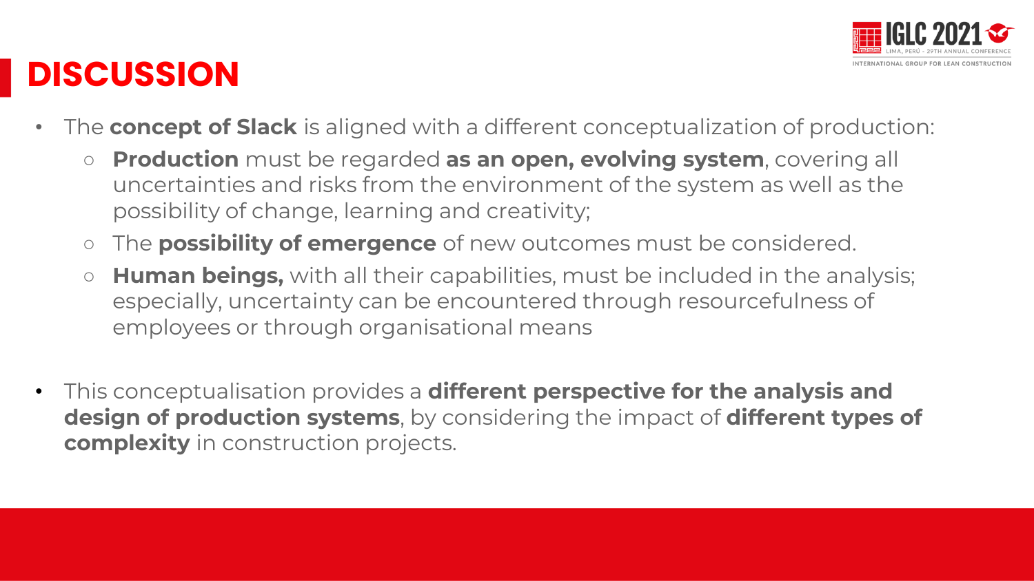# DISCUSSION

- The **concept of Slack** is aligned with a different conceptualization of production:
  - **Production** must be regarded **as an open, evolving system**, covering all uncertainties and risks from the environment of the system as well as the possibility of change, learning and creativity;
  - The **possibility of emergence** of new outcomes must be considered.
  - **Human beings,** with all their capabilities, must be included in the analysis; especially, uncertainty can be encountered through resourcefulness of employees or through organisational means

- This conceptualisation provides a **different perspective for the analysis and design of production systems**, by considering the impact of **different types of complexity** in construction projects.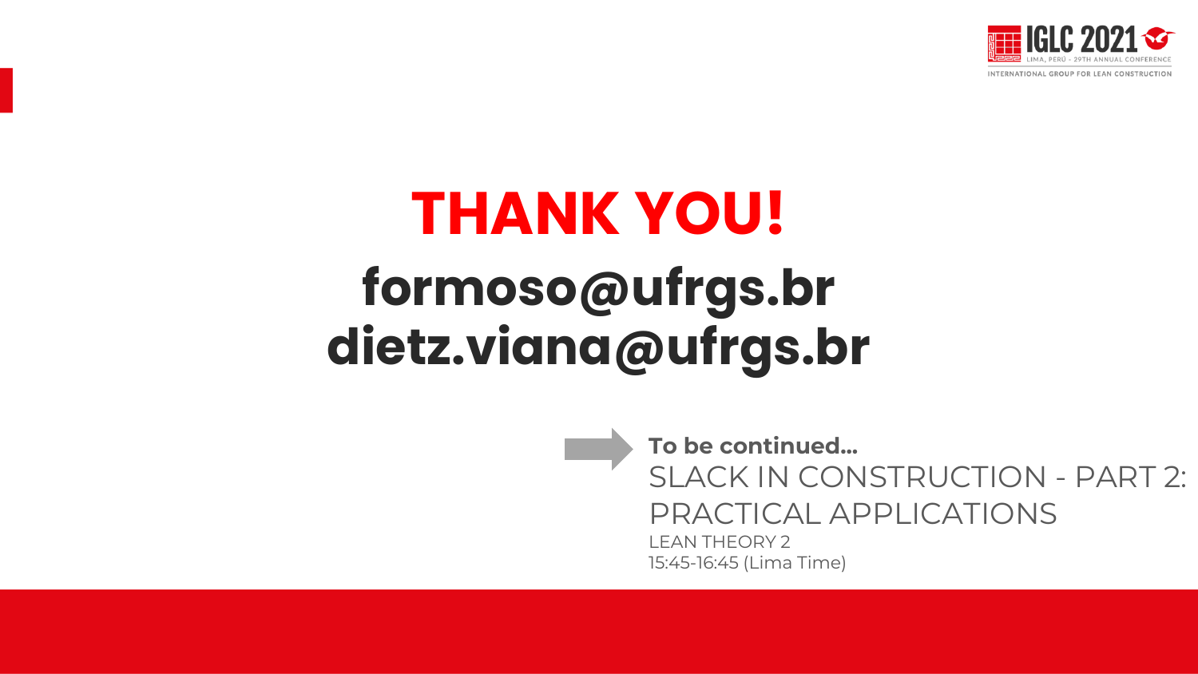# THANK YOU!

**formoso@ufrgs.br**
**dietz.viana@ufrgs.br**

**To be continued...**

SLACK IN CONSTRUCTION - PART 2: PRACTICAL APPLICATIONS

LEAN THEORY 2

15:45-16:45 (Lima Time)